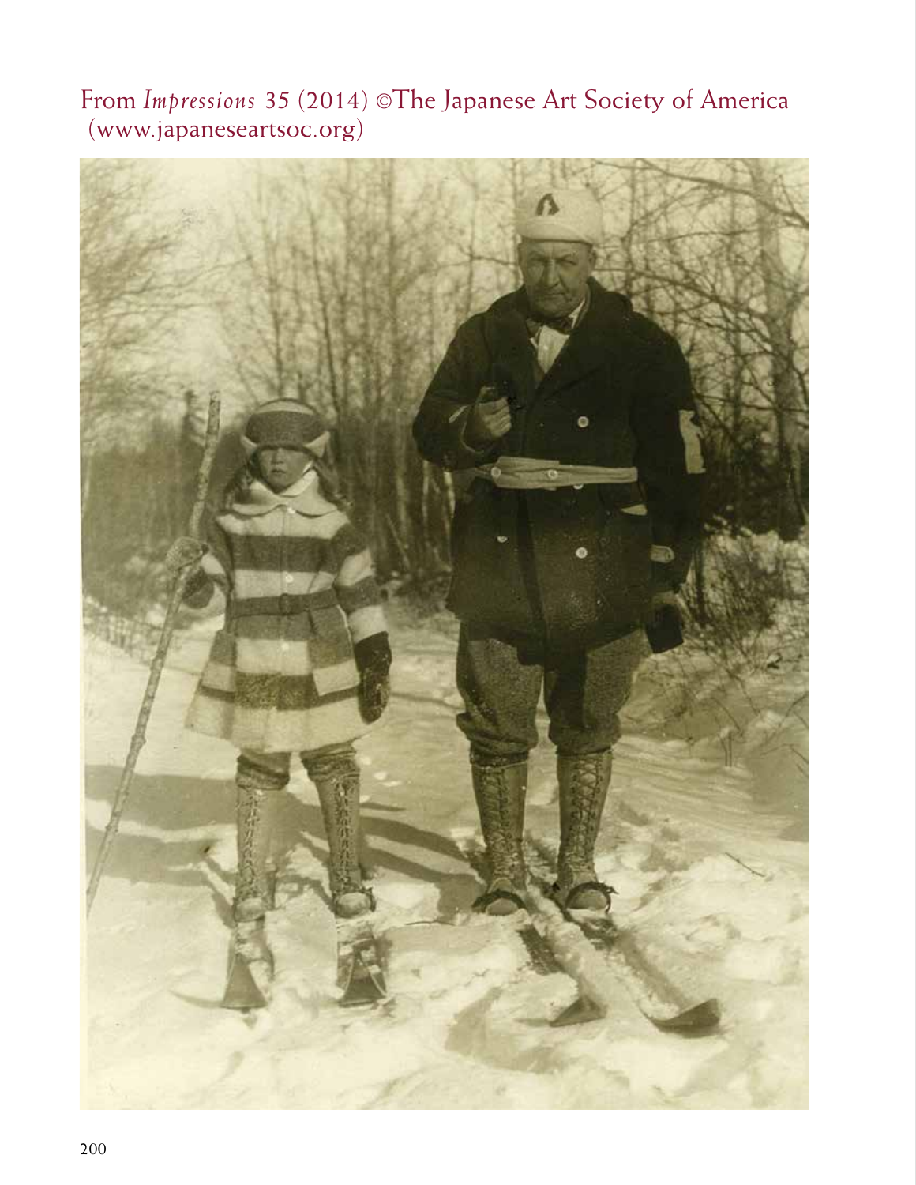From *Impressions* 35 (2014) ©The Japanese Art Society of America
(www.japaneseartsoc.org)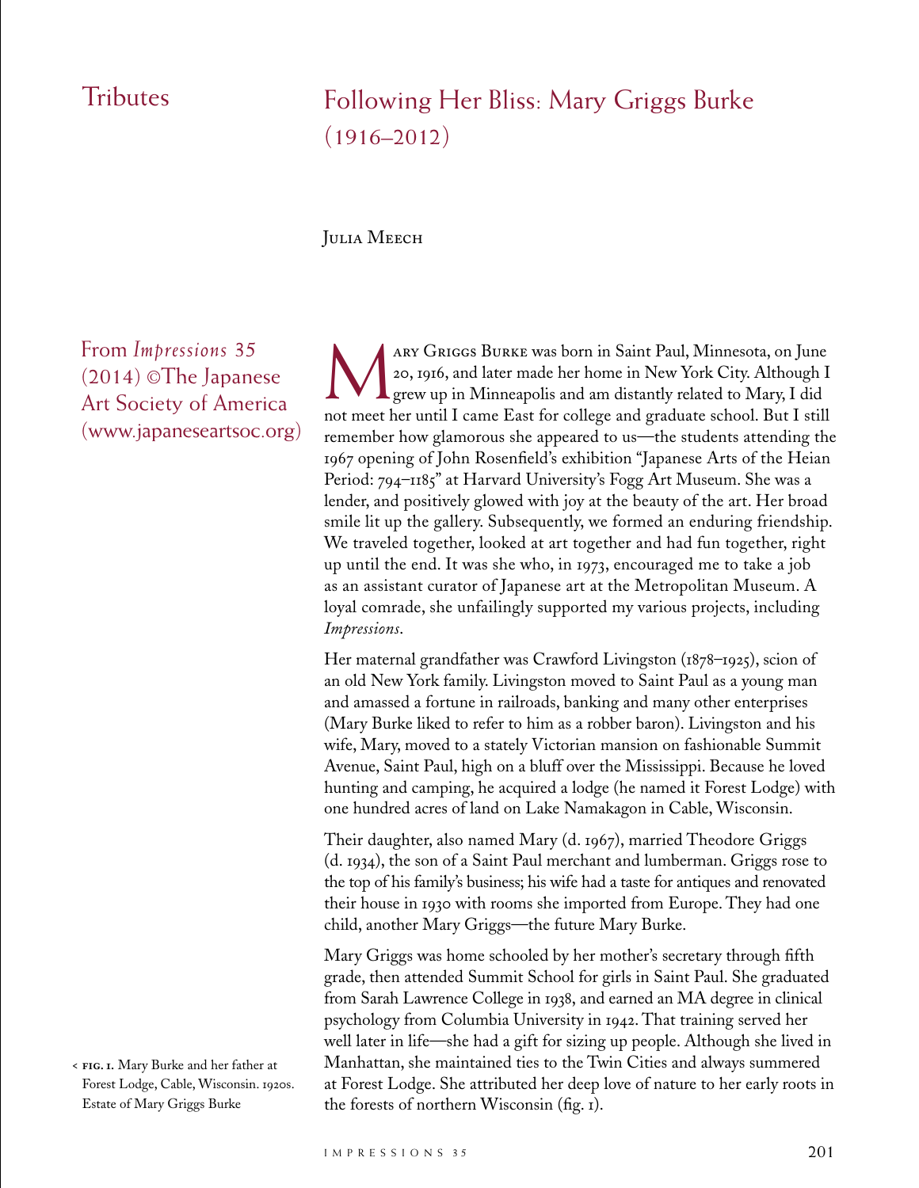Tributes

# Following Her Bliss: Mary Griggs Burke (1916–2012)

Julia Meech

From *Impressions* 35 (2014) ©The Japanese Art Society of America (www.japaneseartsoc.org)

Mary Griggs Burke was born in Saint Paul, Minnesota, on June 20, 1916, and later made her home in New York City. Although I grew up in Minneapolis and am distantly related to Mary, I did not meet her until I came East for college and graduate school. But I still remember how glamorous she appeared to us—the students attending the 1967 opening of John Rosenfield's exhibition "Japanese Arts of the Heian Period: 794–1185" at Harvard University's Fogg Art Museum. She was a lender, and positively glowed with joy at the beauty of the art. Her broad smile lit up the gallery. Subsequently, we formed an enduring friendship. We traveled together, looked at art together and had fun together, right up until the end. It was she who, in 1973, encouraged me to take a job as an assistant curator of Japanese art at the Metropolitan Museum. A loyal comrade, she unfailingly supported my various projects, including *Impressions*.

Her maternal grandfather was Crawford Livingston (1878–1925), scion of an old New York family. Livingston moved to Saint Paul as a young man and amassed a fortune in railroads, banking and many other enterprises (Mary Burke liked to refer to him as a robber baron). Livingston and his wife, Mary, moved to a stately Victorian mansion on fashionable Summit Avenue, Saint Paul, high on a bluff over the Mississippi. Because he loved hunting and camping, he acquired a lodge (he named it Forest Lodge) with one hundred acres of land on Lake Namakagon in Cable, Wisconsin.

Their daughter, also named Mary (d. 1967), married Theodore Griggs (d. 1934), the son of a Saint Paul merchant and lumberman. Griggs rose to the top of his family's business; his wife had a taste for antiques and renovated their house in 1930 with rooms she imported from Europe. They had one child, another Mary Griggs—the future Mary Burke.

Mary Griggs was home schooled by her mother's secretary through fifth grade, then attended Summit School for girls in Saint Paul. She graduated from Sarah Lawrence College in 1938, and earned an MA degree in clinical psychology from Columbia University in 1942. That training served her well later in life—she had a gift for sizing up people. Although she lived in Manhattan, she maintained ties to the Twin Cities and always summered at Forest Lodge. She attributed her deep love of nature to her early roots in the forests of northern Wisconsin (fig. 1).

< **FIG. 1.** Mary Burke and her father at Forest Lodge, Cable, Wisconsin. 1920s. Estate of Mary Griggs Burke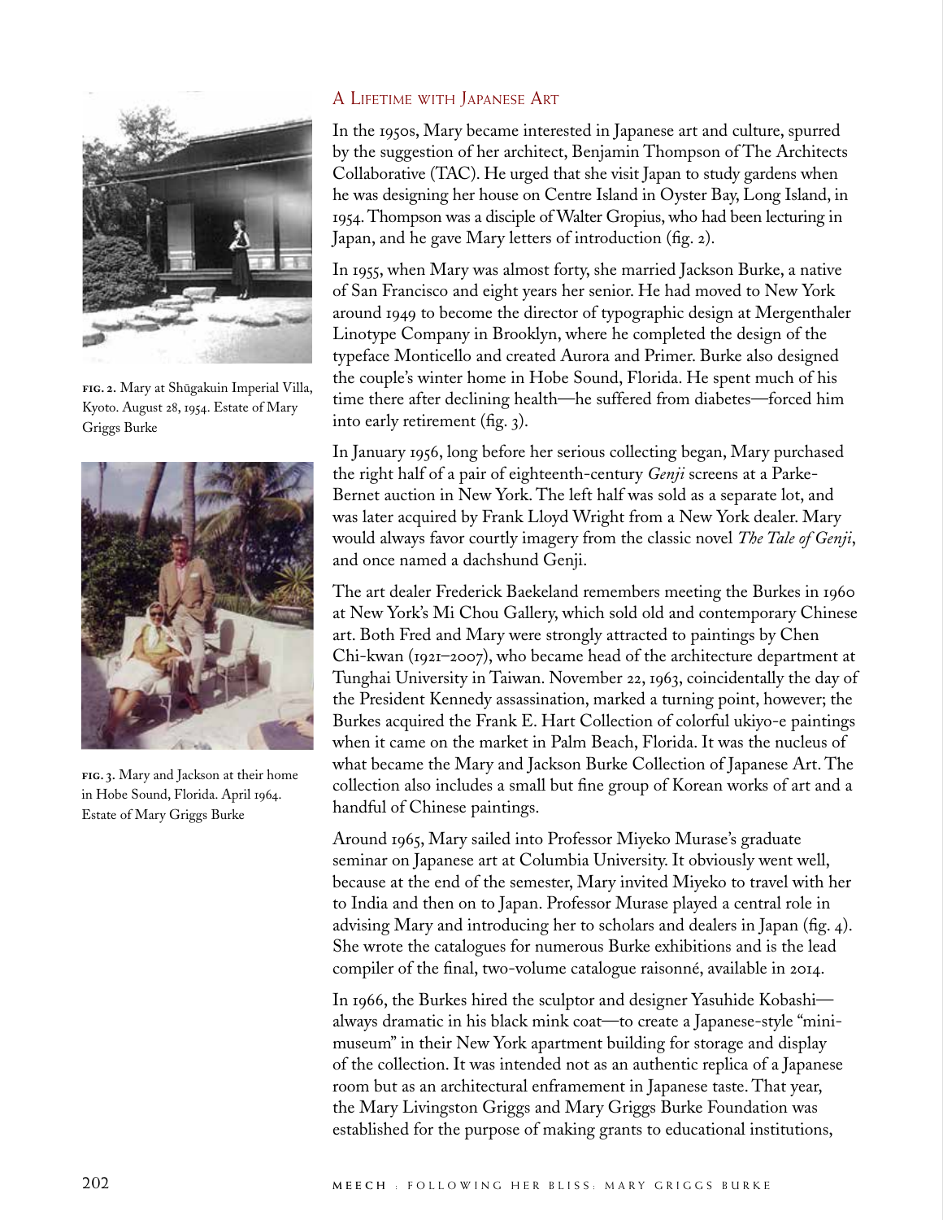## A Lifetime with Japanese Art

In the 1950s, Mary became interested in Japanese art and culture, spurred by the suggestion of her architect, Benjamin Thompson of The Architects Collaborative (TAC). He urged that she visit Japan to study gardens when he was designing her house on Centre Island in Oyster Bay, Long Island, in 1954. Thompson was a disciple of Walter Gropius, who had been lecturing in Japan, and he gave Mary letters of introduction (fig. 2).

**fig. 2.** Mary at Shūgakuin Imperial Villa, Kyoto. August 28, 1954. Estate of Mary Griggs Burke

In 1955, when Mary was almost forty, she married Jackson Burke, a native of San Francisco and eight years her senior. He had moved to New York around 1949 to become the director of typographic design at Mergenthaler Linotype Company in Brooklyn, where he completed the design of the typeface Monticello and created Aurora and Primer. Burke also designed the couple's winter home in Hobe Sound, Florida. He spent much of his time there after declining health—he suffered from diabetes—forced him into early retirement (fig. 3).

**fig. 3.** Mary and Jackson at their home in Hobe Sound, Florida. April 1964. Estate of Mary Griggs Burke

In January 1956, long before her serious collecting began, Mary purchased the right half of a pair of eighteenth-century *Genji* screens at a Parke-Bernet auction in New York. The left half was sold as a separate lot, and was later acquired by Frank Lloyd Wright from a New York dealer. Mary would always favor courtly imagery from the classic novel *The Tale of Genji*, and once named a dachshund Genji.

The art dealer Frederick Baekeland remembers meeting the Burkes in 1960 at New York's Mi Chou Gallery, which sold old and contemporary Chinese art. Both Fred and Mary were strongly attracted to paintings by Chen Chi-kwan (1921–2007), who became head of the architecture department at Tunghai University in Taiwan. November 22, 1963, coincidentally the day of the President Kennedy assassination, marked a turning point, however; the Burkes acquired the Frank E. Hart Collection of colorful ukiyo-e paintings when it came on the market in Palm Beach, Florida. It was the nucleus of what became the Mary and Jackson Burke Collection of Japanese Art. The collection also includes a small but fine group of Korean works of art and a handful of Chinese paintings.

Around 1965, Mary sailed into Professor Miyeko Murase's graduate seminar on Japanese art at Columbia University. It obviously went well, because at the end of the semester, Mary invited Miyeko to travel with her to India and then on to Japan. Professor Murase played a central role in advising Mary and introducing her to scholars and dealers in Japan (fig. 4). She wrote the catalogues for numerous Burke exhibitions and is the lead compiler of the final, two-volume catalogue raisonné, available in 2014.

In 1966, the Burkes hired the sculptor and designer Yasuhide Kobashi—always dramatic in his black mink coat—to create a Japanese-style "mini-museum" in their New York apartment building for storage and display of the collection. It was intended not as an authentic replica of a Japanese room but as an architectural enframement in Japanese taste. That year, the Mary Livingston Griggs and Mary Griggs Burke Foundation was established for the purpose of making grants to educational institutions,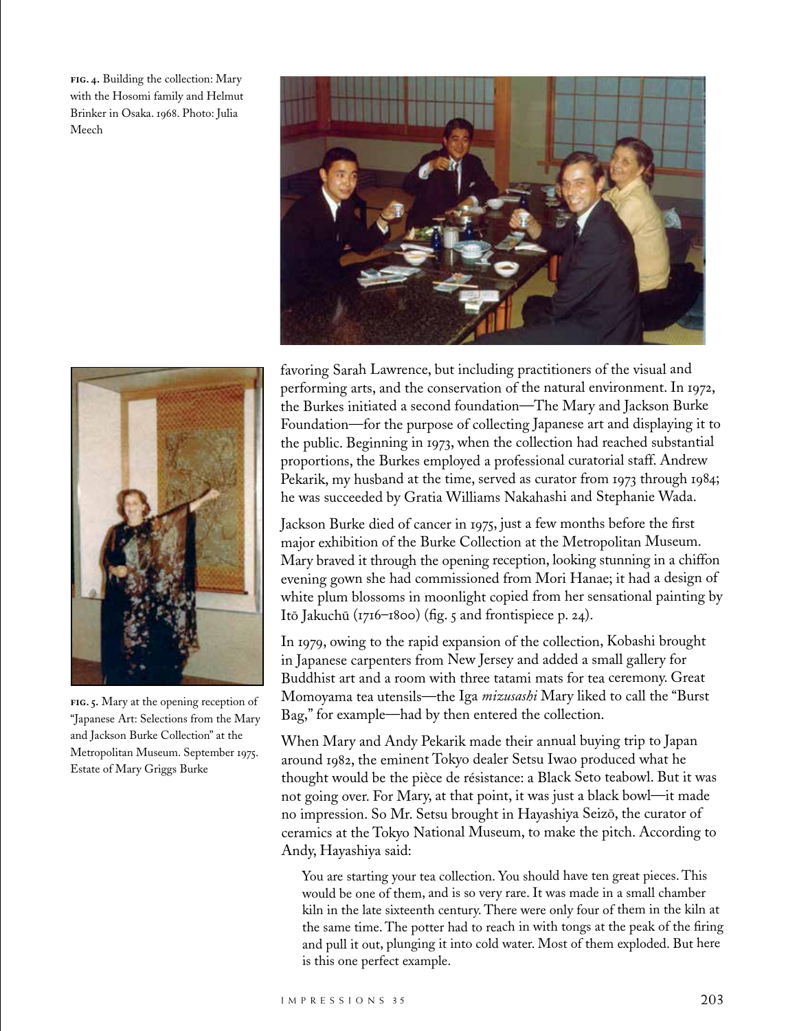**FIG. 4.** Building the collection: Mary with the Hosomi family and Helmut Brinker in Osaka. 1968. Photo: Julia Meech

**FIG. 5.** Mary at the opening reception of "Japanese Art: Selections from the Mary and Jackson Burke Collection" at the Metropolitan Museum. September 1975. Estate of Mary Griggs Burke

favoring Sarah Lawrence, but including practitioners of the visual and performing arts, and the conservation of the natural environment. In 1972, the Burkes initiated a second foundation—The Mary and Jackson Burke Foundation—for the purpose of collecting Japanese art and displaying it to the public. Beginning in 1973, when the collection had reached substantial proportions, the Burkes employed a professional curatorial staff. Andrew Pekarik, my husband at the time, served as curator from 1973 through 1984; he was succeeded by Gratia Williams Nakahashi and Stephanie Wada.

Jackson Burke died of cancer in 1975, just a few months before the first major exhibition of the Burke Collection at the Metropolitan Museum. Mary braved it through the opening reception, looking stunning in a chiffon evening gown she had commissioned from Mori Hanae; it had a design of white plum blossoms in moonlight copied from her sensational painting by Itō Jakuchū (1716–1800) (fig. 5 and frontispiece p. 24).

In 1979, owing to the rapid expansion of the collection, Kobashi brought in Japanese carpenters from New Jersey and added a small gallery for Buddhist art and a room with three tatami mats for tea ceremony. Great Momoyama tea utensils—the Iga *mizusashi* Mary liked to call the "Burst Bag," for example—had by then entered the collection.

When Mary and Andy Pekarik made their annual buying trip to Japan around 1982, the eminent Tokyo dealer Setsu Iwao produced what he thought would be the pièce de résistance: a Black Seto teabowl. But it was not going over. For Mary, at that point, it was just a black bowl—it made no impression. So Mr. Setsu brought in Hayashiya Seizō, the curator of ceramics at the Tokyo National Museum, to make the pitch. According to Andy, Hayashiya said:

> You are starting your tea collection. You should have ten great pieces. This would be one of them, and is so very rare. It was made in a small chamber kiln in the late sixteenth century. There were only four of them in the kiln at the same time. The potter had to reach in with tongs at the peak of the firing and pull it out, plunging it into cold water. Most of them exploded. But here is this one perfect example.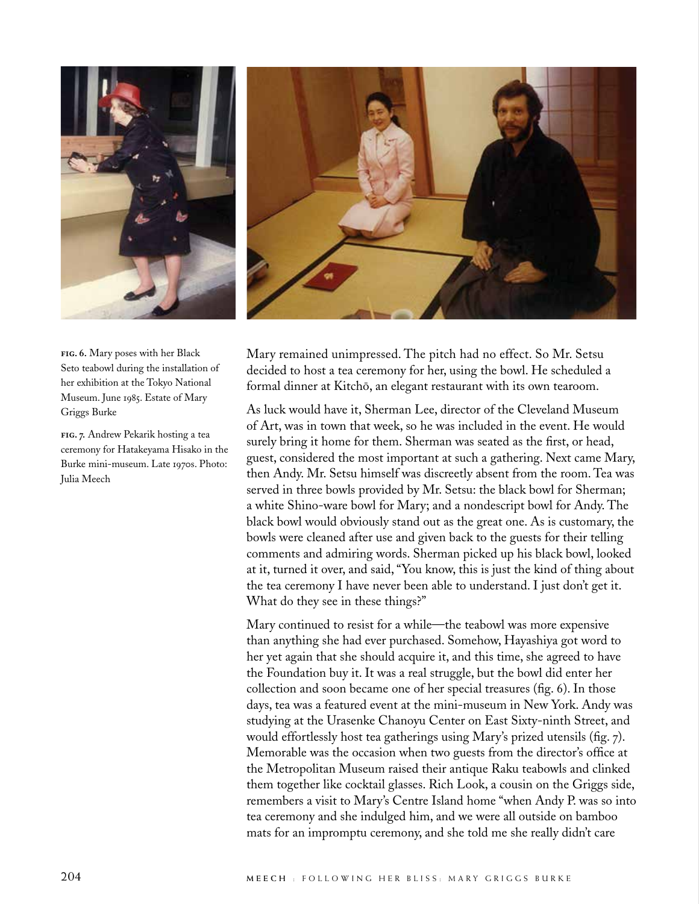**FIG. 6.** Mary poses with her Black Seto teabowl during the installation of her exhibition at the Tokyo National Museum. June 1985. Estate of Mary Griggs Burke

**FIG. 7.** Andrew Pekarik hosting a tea ceremony for Hatakeyama Hisako in the Burke mini-museum. Late 1970s. Photo: Julia Meech

Mary remained unimpressed. The pitch had no effect. So Mr. Setsu decided to host a tea ceremony for her, using the bowl. He scheduled a formal dinner at Kitchō, an elegant restaurant with its own tearoom.

As luck would have it, Sherman Lee, director of the Cleveland Museum of Art, was in town that week, so he was included in the event. He would surely bring it home for them. Sherman was seated as the first, or head, guest, considered the most important at such a gathering. Next came Mary, then Andy. Mr. Setsu himself was discreetly absent from the room. Tea was served in three bowls provided by Mr. Setsu: the black bowl for Sherman; a white Shino-ware bowl for Mary; and a nondescript bowl for Andy. The black bowl would obviously stand out as the great one. As is customary, the bowls were cleaned after use and given back to the guests for their telling comments and admiring words. Sherman picked up his black bowl, looked at it, turned it over, and said, "You know, this is just the kind of thing about the tea ceremony I have never been able to understand. I just don't get it. What do they see in these things?"

Mary continued to resist for a while—the teabowl was more expensive than anything she had ever purchased. Somehow, Hayashiya got word to her yet again that she should acquire it, and this time, she agreed to have the Foundation buy it. It was a real struggle, but the bowl did enter her collection and soon became one of her special treasures (fig. 6). In those days, tea was a featured event at the mini-museum in New York. Andy was studying at the Urasenke Chanoyu Center on East Sixty-ninth Street, and would effortlessly host tea gatherings using Mary's prized utensils (fig. 7). Memorable was the occasion when two guests from the director's office at the Metropolitan Museum raised their antique Raku teabowls and clinked them together like cocktail glasses. Rich Look, a cousin on the Griggs side, remembers a visit to Mary's Centre Island home "when Andy P. was so into tea ceremony and she indulged him, and we were all outside on bamboo mats for an impromptu ceremony, and she told me she really didn't care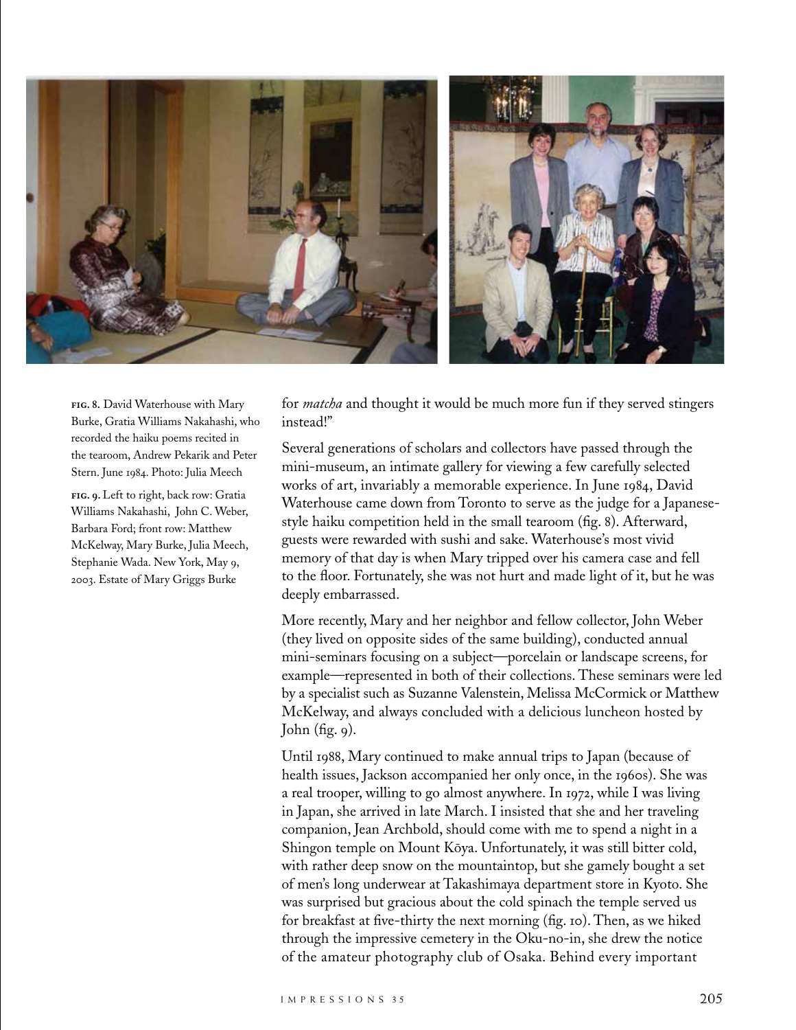**FIG. 8.** David Waterhouse with Mary Burke, Gratia Williams Nakahashi, who recorded the haiku poems recited in the tearoom, Andrew Pekarik and Peter Stern. June 1984. Photo: Julia Meech

**FIG. 9.** Left to right, back row: Gratia Williams Nakahashi, John C. Weber, Barbara Ford; front row: Matthew McKelway, Mary Burke, Julia Meech, Stephanie Wada. New York, May 9, 2003. Estate of Mary Griggs Burke

for *matcha* and thought it would be much more fun if they served stingers instead!"

Several generations of scholars and collectors have passed through the mini-museum, an intimate gallery for viewing a few carefully selected works of art, invariably a memorable experience. In June 1984, David Waterhouse came down from Toronto to serve as the judge for a Japanese-style haiku competition held in the small tearoom (fig. 8). Afterward, guests were rewarded with sushi and sake. Waterhouse's most vivid memory of that day is when Mary tripped over his camera case and fell to the floor. Fortunately, she was not hurt and made light of it, but he was deeply embarrassed.

More recently, Mary and her neighbor and fellow collector, John Weber (they lived on opposite sides of the same building), conducted annual mini-seminars focusing on a subject—porcelain or landscape screens, for example—represented in both of their collections. These seminars were led by a specialist such as Suzanne Valenstein, Melissa McCormick or Matthew McKelway, and always concluded with a delicious luncheon hosted by John (fig. 9).

Until 1988, Mary continued to make annual trips to Japan (because of health issues, Jackson accompanied her only once, in the 1960s). She was a real trooper, willing to go almost anywhere. In 1972, while I was living in Japan, she arrived in late March. I insisted that she and her traveling companion, Jean Archbold, should come with me to spend a night in a Shingon temple on Mount Kōya. Unfortunately, it was still bitter cold, with rather deep snow on the mountaintop, but she gamely bought a set of men's long underwear at Takashimaya department store in Kyoto. She was surprised but gracious about the cold spinach the temple served us for breakfast at five-thirty the next morning (fig. 10). Then, as we hiked through the impressive cemetery in the Oku-no-in, she drew the notice of the amateur photography club of Osaka. Behind every important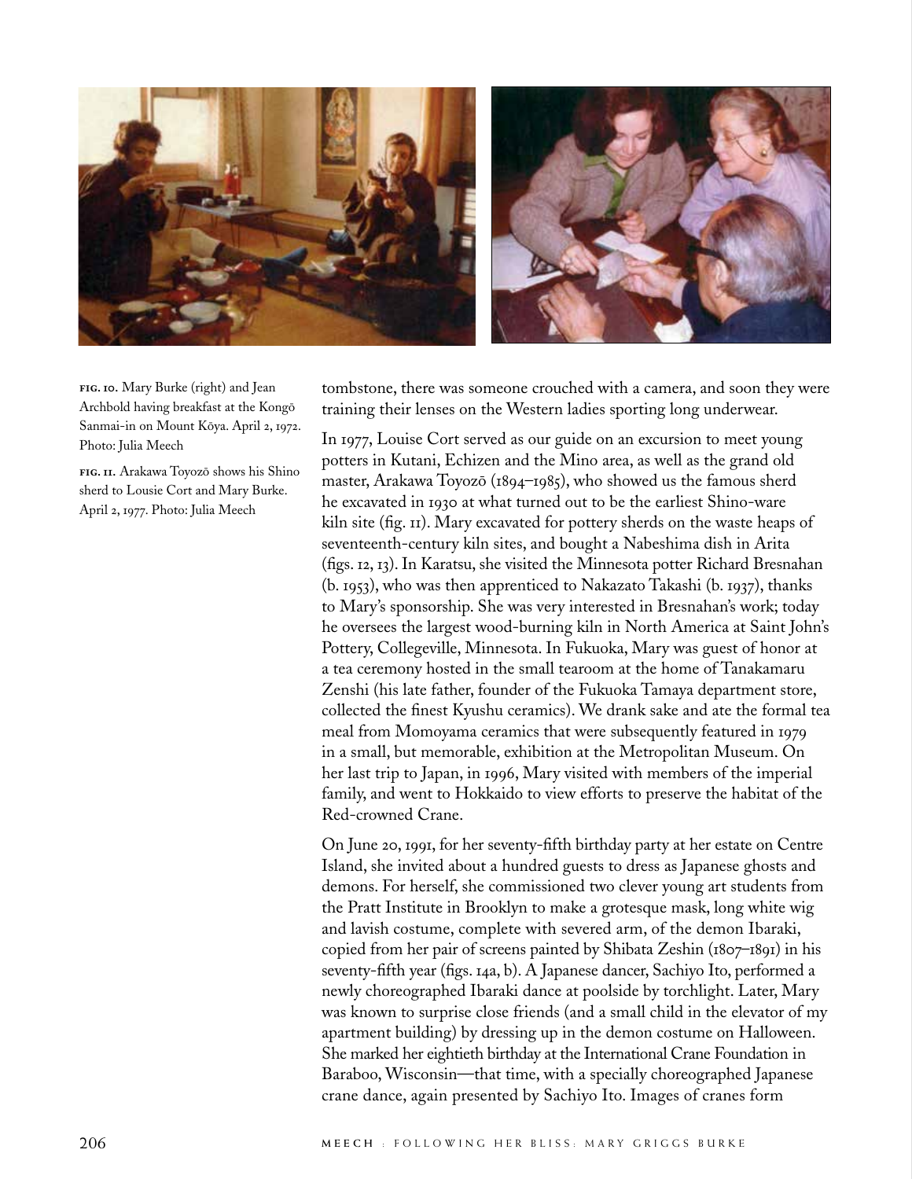**FIG. 10.** Mary Burke (right) and Jean Archbold having breakfast at the Kongō Sanmai-in on Mount Kōya. April 2, 1972. Photo: Julia Meech

**FIG. 11.** Arakawa Toyozō shows his Shino sherd to Lousie Cort and Mary Burke. April 2, 1977. Photo: Julia Meech

tombstone, there was someone crouched with a camera, and soon they were training their lenses on the Western ladies sporting long underwear.

In 1977, Louise Cort served as our guide on an excursion to meet young potters in Kutani, Echizen and the Mino area, as well as the grand old master, Arakawa Toyozō (1894–1985), who showed us the famous sherd he excavated in 1930 at what turned out to be the earliest Shino-ware kiln site (fig. 11). Mary excavated for pottery sherds on the waste heaps of seventeenth-century kiln sites, and bought a Nabeshima dish in Arita (figs. 12, 13). In Karatsu, she visited the Minnesota potter Richard Bresnahan (b. 1953), who was then apprenticed to Nakazato Takashi (b. 1937), thanks to Mary's sponsorship. She was very interested in Bresnahan's work; today he oversees the largest wood-burning kiln in North America at Saint John's Pottery, Collegeville, Minnesota. In Fukuoka, Mary was guest of honor at a tea ceremony hosted in the small tearoom at the home of Tanakamaru Zenshi (his late father, founder of the Fukuoka Tamaya department store, collected the finest Kyushu ceramics). We drank sake and ate the formal tea meal from Momoyama ceramics that were subsequently featured in 1979 in a small, but memorable, exhibition at the Metropolitan Museum. On her last trip to Japan, in 1996, Mary visited with members of the imperial family, and went to Hokkaido to view efforts to preserve the habitat of the Red-crowned Crane.

On June 20, 1991, for her seventy-fifth birthday party at her estate on Centre Island, she invited about a hundred guests to dress as Japanese ghosts and demons. For herself, she commissioned two clever young art students from the Pratt Institute in Brooklyn to make a grotesque mask, long white wig and lavish costume, complete with severed arm, of the demon Ibaraki, copied from her pair of screens painted by Shibata Zeshin (1807–1891) in his seventy-fifth year (figs. 14a, b). A Japanese dancer, Sachiyo Ito, performed a newly choreographed Ibaraki dance at poolside by torchlight. Later, Mary was known to surprise close friends (and a small child in the elevator of my apartment building) by dressing up in the demon costume on Halloween. She marked her eightieth birthday at the International Crane Foundation in Baraboo, Wisconsin—that time, with a specially choreographed Japanese crane dance, again presented by Sachiyo Ito. Images of cranes form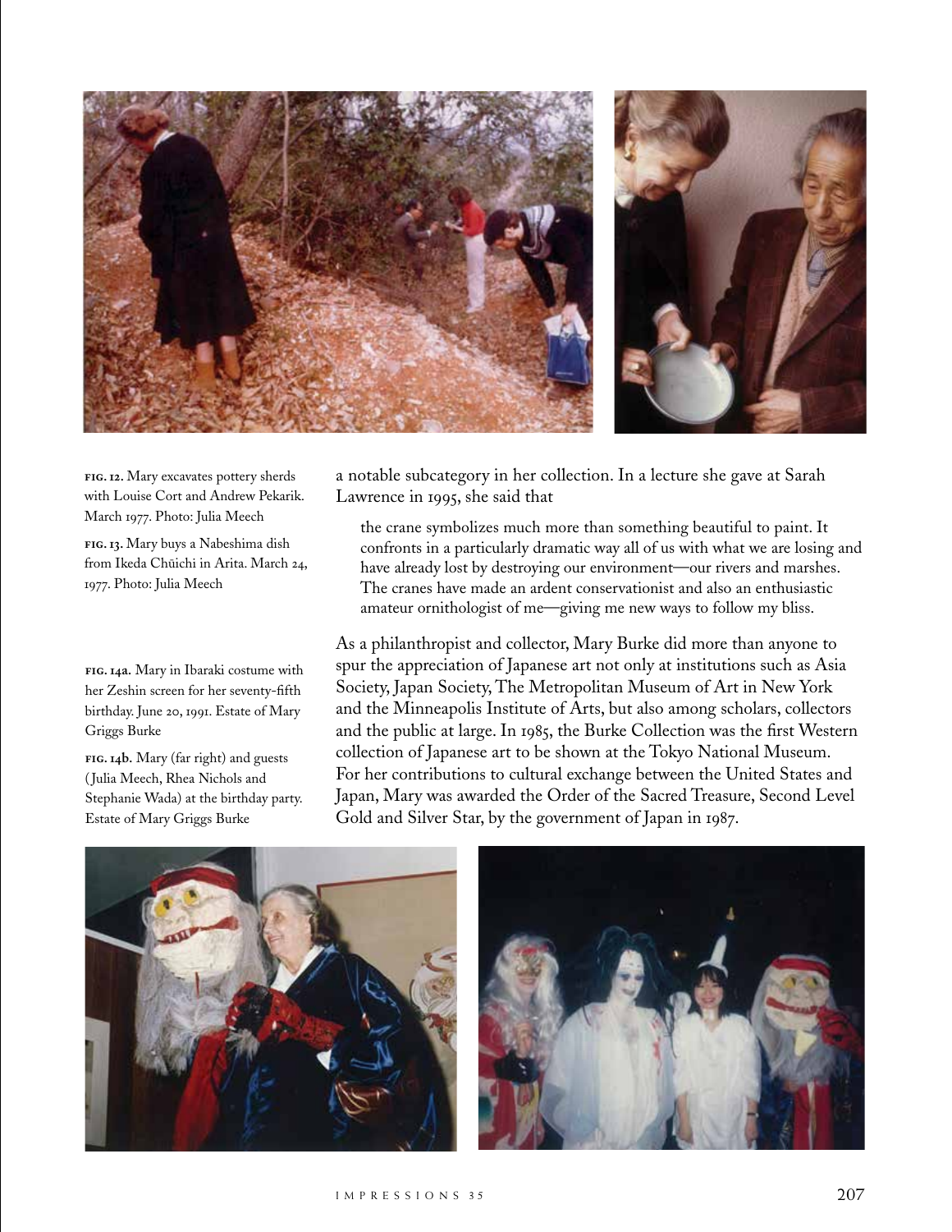**FIG. 12.** Mary excavates pottery sherds with Louise Cort and Andrew Pekarik. March 1977. Photo: Julia Meech

**FIG. 13.** Mary buys a Nabeshima dish from Ikeda Chūichi in Arita. March 24, 1977. Photo: Julia Meech

**FIG. 14a.** Mary in Ibaraki costume with her Zeshin screen for her seventy-fifth birthday. June 20, 1991. Estate of Mary Griggs Burke

**FIG. 14b.** Mary (far right) and guests (Julia Meech, Rhea Nichols and Stephanie Wada) at the birthday party. Estate of Mary Griggs Burke

a notable subcategory in her collection. In a lecture she gave at Sarah Lawrence in 1995, she said that

> the crane symbolizes much more than something beautiful to paint. It confronts in a particularly dramatic way all of us with what we are losing and have already lost by destroying our environment—our rivers and marshes. The cranes have made an ardent conservationist and also an enthusiastic amateur ornithologist of me—giving me new ways to follow my bliss.

As a philanthropist and collector, Mary Burke did more than anyone to spur the appreciation of Japanese art not only at institutions such as Asia Society, Japan Society, The Metropolitan Museum of Art in New York and the Minneapolis Institute of Arts, but also among scholars, collectors and the public at large. In 1985, the Burke Collection was the first Western collection of Japanese art to be shown at the Tokyo National Museum. For her contributions to cultural exchange between the United States and Japan, Mary was awarded the Order of the Sacred Treasure, Second Level Gold and Silver Star, by the government of Japan in 1987.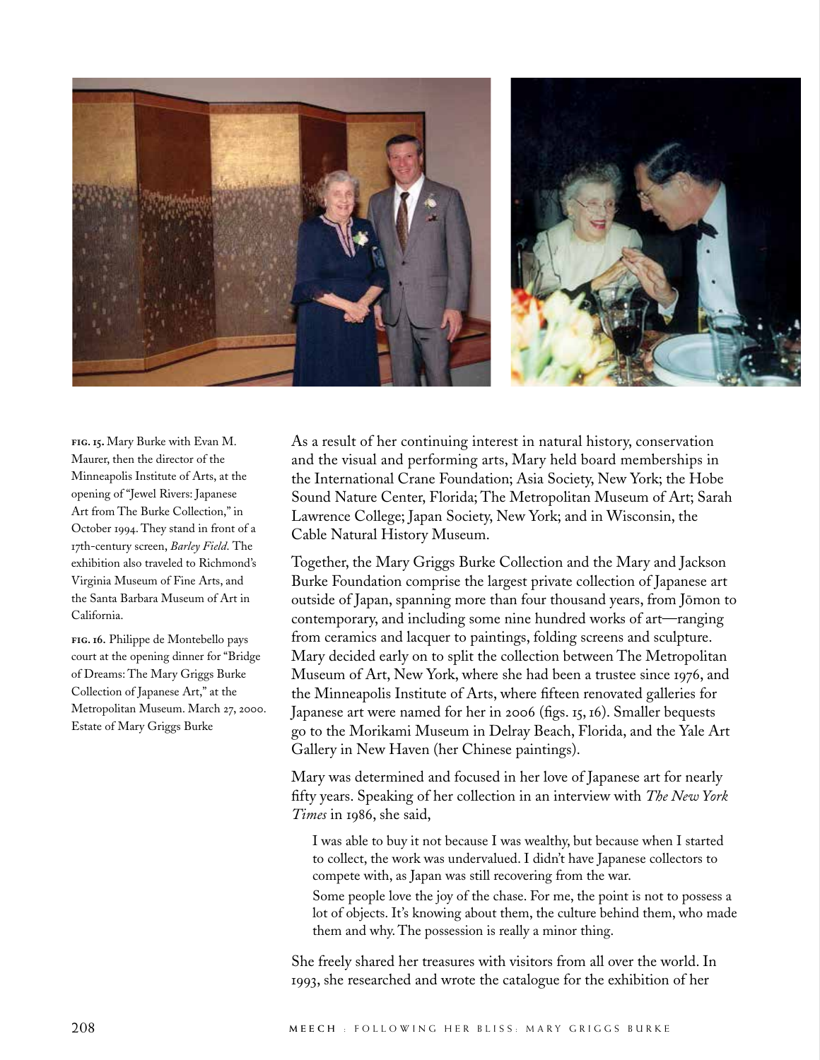**FIG. 15.** Mary Burke with Evan M. Maurer, then the director of the Minneapolis Institute of Arts, at the opening of "Jewel Rivers: Japanese Art from The Burke Collection," in October 1994. They stand in front of a 17th-century screen, *Barley Field*. The exhibition also traveled to Richmond's Virginia Museum of Fine Arts, and the Santa Barbara Museum of Art in California.

**FIG. 16.** Philippe de Montebello pays court at the opening dinner for "Bridge of Dreams: The Mary Griggs Burke Collection of Japanese Art," at the Metropolitan Museum. March 27, 2000. Estate of Mary Griggs Burke

As a result of her continuing interest in natural history, conservation and the visual and performing arts, Mary held board memberships in the International Crane Foundation; Asia Society, New York; the Hobe Sound Nature Center, Florida; The Metropolitan Museum of Art; Sarah Lawrence College; Japan Society, New York; and in Wisconsin, the Cable Natural History Museum.

Together, the Mary Griggs Burke Collection and the Mary and Jackson Burke Foundation comprise the largest private collection of Japanese art outside of Japan, spanning more than four thousand years, from Jōmon to contemporary, and including some nine hundred works of art—ranging from ceramics and lacquer to paintings, folding screens and sculpture. Mary decided early on to split the collection between The Metropolitan Museum of Art, New York, where she had been a trustee since 1976, and the Minneapolis Institute of Arts, where fifteen renovated galleries for Japanese art were named for her in 2006 (figs. 15, 16). Smaller bequests go to the Morikami Museum in Delray Beach, Florida, and the Yale Art Gallery in New Haven (her Chinese paintings).

Mary was determined and focused in her love of Japanese art for nearly fifty years. Speaking of her collection in an interview with *The New York Times* in 1986, she said,

> I was able to buy it not because I was wealthy, but because when I started to collect, the work was undervalued. I didn't have Japanese collectors to compete with, as Japan was still recovering from the war.
>
> Some people love the joy of the chase. For me, the point is not to possess a lot of objects. It's knowing about them, the culture behind them, who made them and why. The possession is really a minor thing.

She freely shared her treasures with visitors from all over the world. In 1993, she researched and wrote the catalogue for the exhibition of her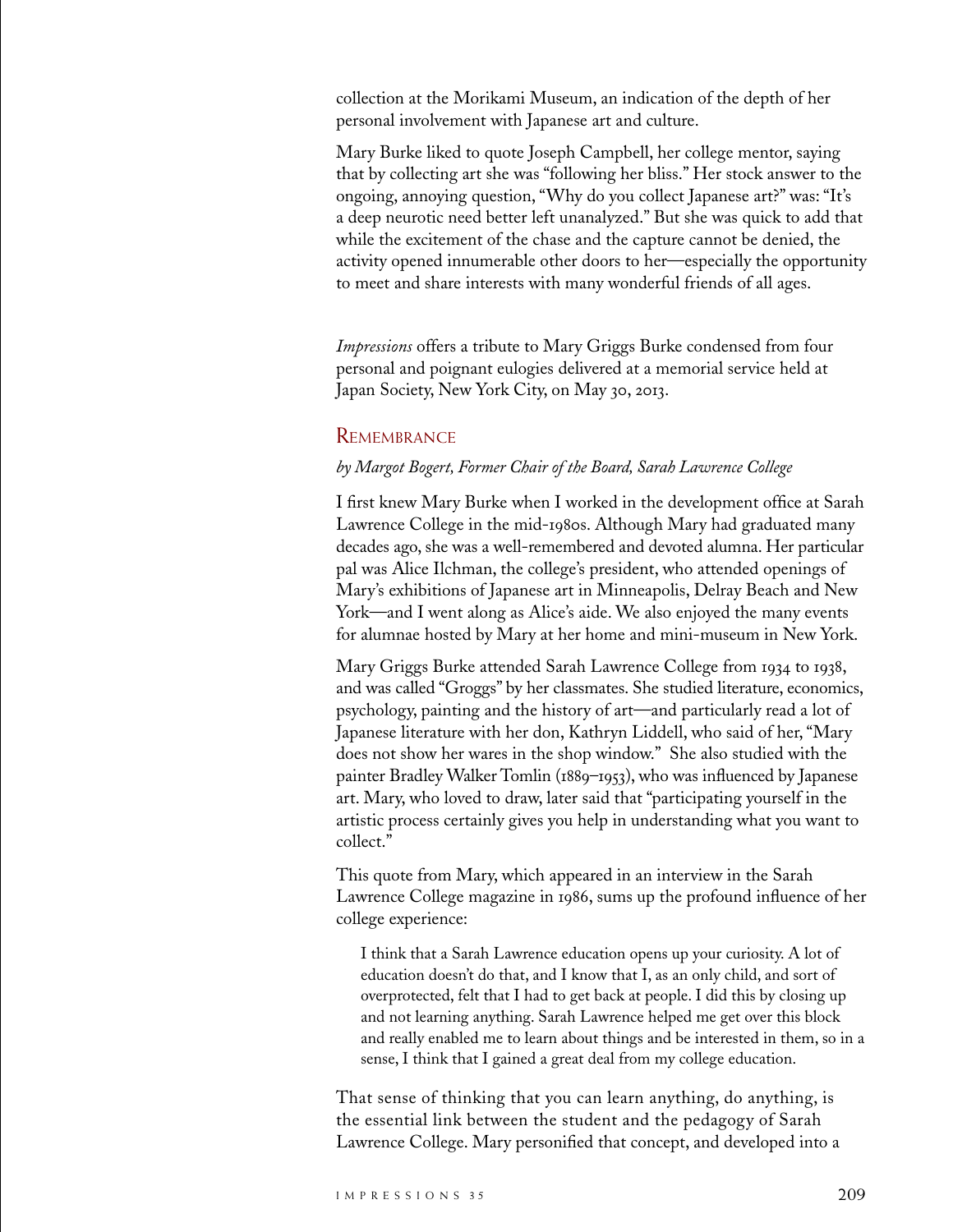collection at the Morikami Museum, an indication of the depth of her personal involvement with Japanese art and culture.

Mary Burke liked to quote Joseph Campbell, her college mentor, saying that by collecting art she was "following her bliss." Her stock answer to the ongoing, annoying question, "Why do you collect Japanese art?" was: "It's a deep neurotic need better left unanalyzed." But she was quick to add that while the excitement of the chase and the capture cannot be denied, the activity opened innumerable other doors to her—especially the opportunity to meet and share interests with many wonderful friends of all ages.

*Impressions* offers a tribute to Mary Griggs Burke condensed from four personal and poignant eulogies delivered at a memorial service held at Japan Society, New York City, on May 30, 2013.

## Remembrance

*by Margot Bogert, Former Chair of the Board, Sarah Lawrence College*

I first knew Mary Burke when I worked in the development office at Sarah Lawrence College in the mid-1980s. Although Mary had graduated many decades ago, she was a well-remembered and devoted alumna. Her particular pal was Alice Ilchman, the college's president, who attended openings of Mary's exhibitions of Japanese art in Minneapolis, Delray Beach and New York—and I went along as Alice's aide. We also enjoyed the many events for alumnae hosted by Mary at her home and mini-museum in New York.

Mary Griggs Burke attended Sarah Lawrence College from 1934 to 1938, and was called "Groggs" by her classmates. She studied literature, economics, psychology, painting and the history of art—and particularly read a lot of Japanese literature with her don, Kathryn Liddell, who said of her, "Mary does not show her wares in the shop window." She also studied with the painter Bradley Walker Tomlin (1889–1953), who was influenced by Japanese art. Mary, who loved to draw, later said that "participating yourself in the artistic process certainly gives you help in understanding what you want to collect."

This quote from Mary, which appeared in an interview in the Sarah Lawrence College magazine in 1986, sums up the profound influence of her college experience:

> I think that a Sarah Lawrence education opens up your curiosity. A lot of education doesn't do that, and I know that I, as an only child, and sort of overprotected, felt that I had to get back at people. I did this by closing up and not learning anything. Sarah Lawrence helped me get over this block and really enabled me to learn about things and be interested in them, so in a sense, I think that I gained a great deal from my college education.

That sense of thinking that you can learn anything, do anything, is the essential link between the student and the pedagogy of Sarah Lawrence College. Mary personified that concept, and developed into a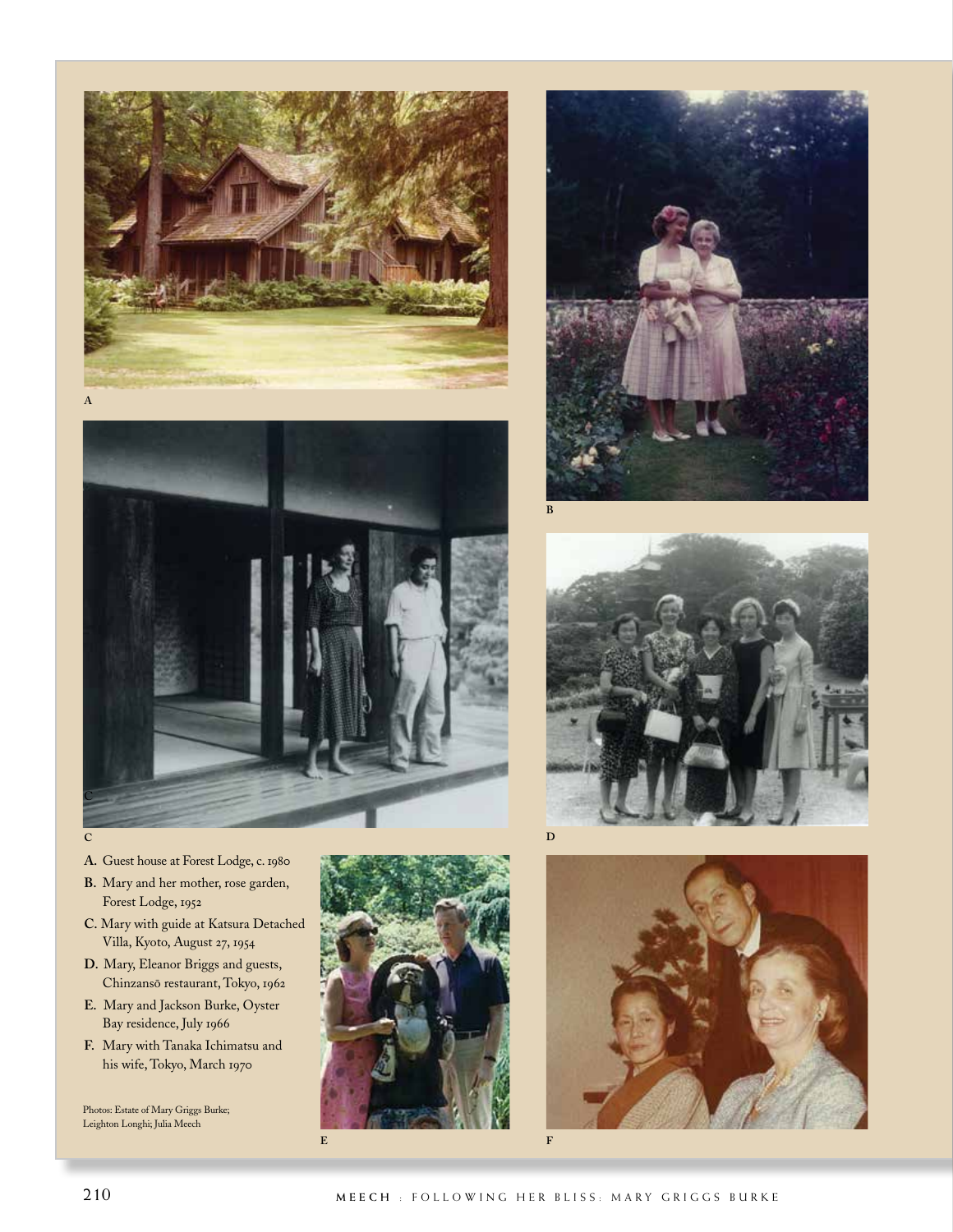A

B

C

D

- **A.** Guest house at Forest Lodge, c. 1980
- **B.** Mary and her mother, rose garden, Forest Lodge, 1952
- **C.** Mary with guide at Katsura Detached Villa, Kyoto, August 27, 1954
- **D.** Mary, Eleanor Briggs and guests, Chinzansō restaurant, Tokyo, 1962
- **E.** Mary and Jackson Burke, Oyster Bay residence, July 1966
- **F.** Mary with Tanaka Ichimatsu and his wife, Tokyo, March 1970

Photos: Estate of Mary Griggs Burke; Leighton Longhi; Julia Meech

E

F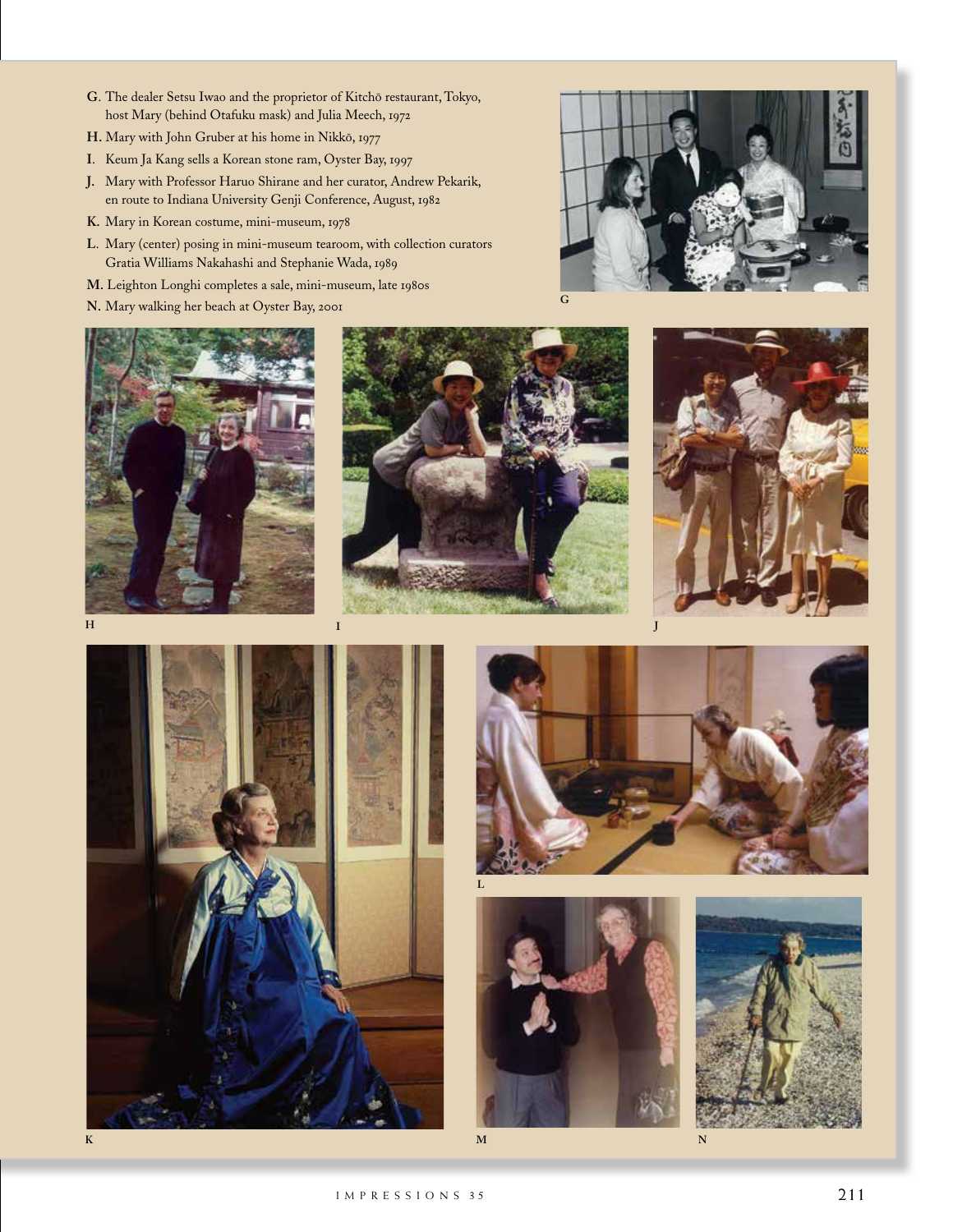**G**. The dealer Setsu Iwao and the proprietor of Kitchō restaurant, Tokyo, host Mary (behind Otafuku mask) and Julia Meech, 1972

**H**. Mary with John Gruber at his home in Nikkō, 1977

**I**. Keum Ja Kang sells a Korean stone ram, Oyster Bay, 1997

**J**. Mary with Professor Haruo Shirane and her curator, Andrew Pekarik, en route to Indiana University Genji Conference, August, 1982

**K**. Mary in Korean costume, mini-museum, 1978

**L**. Mary (center) posing in mini-museum tearoom, with collection curators Gratia Williams Nakahashi and Stephanie Wada, 1989

**M**. Leighton Longhi completes a sale, mini-museum, late 1980s

**N**. Mary walking her beach at Oyster Bay, 2001

G

H

I

J

L

K

M

N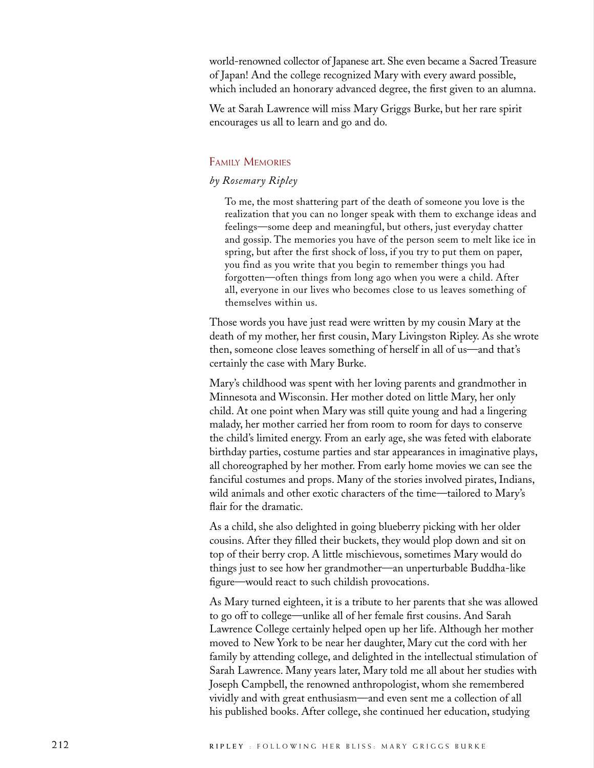world-renowned collector of Japanese art. She even became a Sacred Treasure of Japan! And the college recognized Mary with every award possible, which included an honorary advanced degree, the first given to an alumna.

We at Sarah Lawrence will miss Mary Griggs Burke, but her rare spirit encourages us all to learn and go and do.

## Family Memories

*by Rosemary Ripley*

> To me, the most shattering part of the death of someone you love is the realization that you can no longer speak with them to exchange ideas and feelings—some deep and meaningful, but others, just everyday chatter and gossip. The memories you have of the person seem to melt like ice in spring, but after the first shock of loss, if you try to put them on paper, you find as you write that you begin to remember things you had forgotten—often things from long ago when you were a child. After all, everyone in our lives who becomes close to us leaves something of themselves within us.

Those words you have just read were written by my cousin Mary at the death of my mother, her first cousin, Mary Livingston Ripley. As she wrote then, someone close leaves something of herself in all of us—and that's certainly the case with Mary Burke.

Mary's childhood was spent with her loving parents and grandmother in Minnesota and Wisconsin. Her mother doted on little Mary, her only child. At one point when Mary was still quite young and had a lingering malady, her mother carried her from room to room for days to conserve the child's limited energy. From an early age, she was feted with elaborate birthday parties, costume parties and star appearances in imaginative plays, all choreographed by her mother. From early home movies we can see the fanciful costumes and props. Many of the stories involved pirates, Indians, wild animals and other exotic characters of the time—tailored to Mary's flair for the dramatic.

As a child, she also delighted in going blueberry picking with her older cousins. After they filled their buckets, they would plop down and sit on top of their berry crop. A little mischievous, sometimes Mary would do things just to see how her grandmother—an unperturbable Buddha-like figure—would react to such childish provocations.

As Mary turned eighteen, it is a tribute to her parents that she was allowed to go off to college—unlike all of her female first cousins. And Sarah Lawrence College certainly helped open up her life. Although her mother moved to New York to be near her daughter, Mary cut the cord with her family by attending college, and delighted in the intellectual stimulation of Sarah Lawrence. Many years later, Mary told me all about her studies with Joseph Campbell, the renowned anthropologist, whom she remembered vividly and with great enthusiasm—and even sent me a collection of all his published books. After college, she continued her education, studying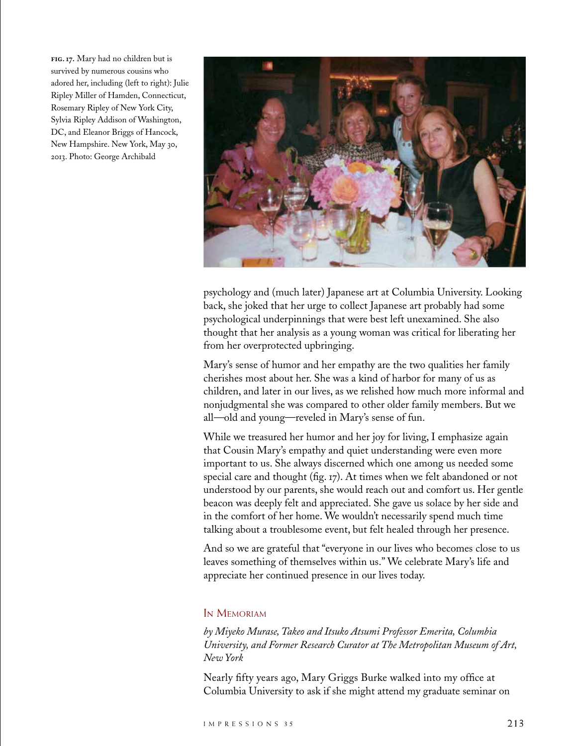**FIG. 17.** Mary had no children but is survived by numerous cousins who adored her, including (left to right): Julie Ripley Miller of Hamden, Connecticut, Rosemary Ripley of New York City, Sylvia Ripley Addison of Washington, DC, and Eleanor Briggs of Hancock, New Hampshire. New York, May 30, 2013. Photo: George Archibald

psychology and (much later) Japanese art at Columbia University. Looking back, she joked that her urge to collect Japanese art probably had some psychological underpinnings that were best left unexamined. She also thought that her analysis as a young woman was critical for liberating her from her overprotected upbringing.

Mary's sense of humor and her empathy are the two qualities her family cherishes most about her. She was a kind of harbor for many of us as children, and later in our lives, as we relished how much more informal and nonjudgmental she was compared to other older family members. But we all—old and young—reveled in Mary's sense of fun.

While we treasured her humor and her joy for living, I emphasize again that Cousin Mary's empathy and quiet understanding were even more important to us. She always discerned which one among us needed some special care and thought (fig. 17). At times when we felt abandoned or not understood by our parents, she would reach out and comfort us. Her gentle beacon was deeply felt and appreciated. She gave us solace by her side and in the comfort of her home. We wouldn't necessarily spend much time talking about a troublesome event, but felt healed through her presence.

And so we are grateful that "everyone in our lives who becomes close to us leaves something of themselves within us." We celebrate Mary's life and appreciate her continued presence in our lives today.

## In Memoriam

*by Miyeko Murase, Takeo and Itsuko Atsumi Professor Emerita, Columbia University, and Former Research Curator at The Metropolitan Museum of Art, New York*

Nearly fifty years ago, Mary Griggs Burke walked into my office at Columbia University to ask if she might attend my graduate seminar on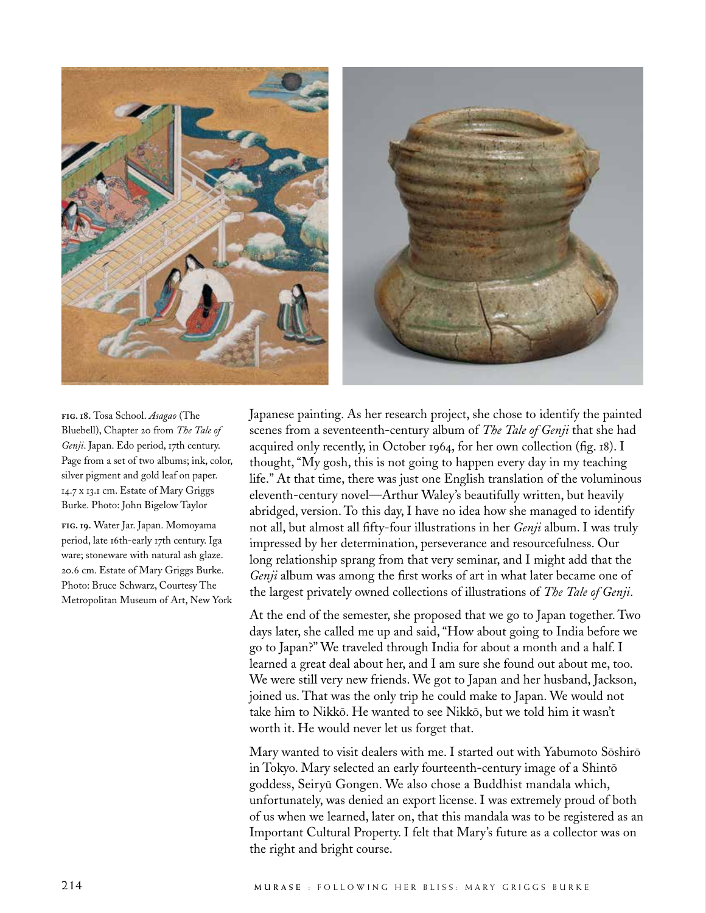**FIG. 18.** Tosa School. *Asagao* (The Bluebell), Chapter 20 from *The Tale of Genji*. Japan. Edo period, 17th century. Page from a set of two albums; ink, color, silver pigment and gold leaf on paper. 14.7 x 13.1 cm. Estate of Mary Griggs Burke. Photo: John Bigelow Taylor

**FIG. 19.** Water Jar. Japan. Momoyama period, late 16th-early 17th century. Iga ware; stoneware with natural ash glaze. 20.6 cm. Estate of Mary Griggs Burke. Photo: Bruce Schwarz, Courtesy The Metropolitan Museum of Art, New York

Japanese painting. As her research project, she chose to identify the painted scenes from a seventeenth-century album of *The Tale of Genji* that she had acquired only recently, in October 1964, for her own collection (fig. 18). I thought, "My gosh, this is not going to happen every day in my teaching life." At that time, there was just one English translation of the voluminous eleventh-century novel—Arthur Waley's beautifully written, but heavily abridged, version. To this day, I have no idea how she managed to identify not all, but almost all fifty-four illustrations in her *Genji* album. I was truly impressed by her determination, perseverance and resourcefulness. Our long relationship sprang from that very seminar, and I might add that the *Genji* album was among the first works of art in what later became one of the largest privately owned collections of illustrations of *The Tale of Genji*.

At the end of the semester, she proposed that we go to Japan together. Two days later, she called me up and said, "How about going to India before we go to Japan?" We traveled through India for about a month and a half. I learned a great deal about her, and I am sure she found out about me, too. We were still very new friends. We got to Japan and her husband, Jackson, joined us. That was the only trip he could make to Japan. We would not take him to Nikkō. He wanted to see Nikkō, but we told him it wasn't worth it. He would never let us forget that.

Mary wanted to visit dealers with me. I started out with Yabumoto Sōshirō in Tokyo. Mary selected an early fourteenth-century image of a Shintō goddess, Seiryū Gongen. We also chose a Buddhist mandala which, unfortunately, was denied an export license. I was extremely proud of both of us when we learned, later on, that this mandala was to be registered as an Important Cultural Property. I felt that Mary's future as a collector was on the right and bright course.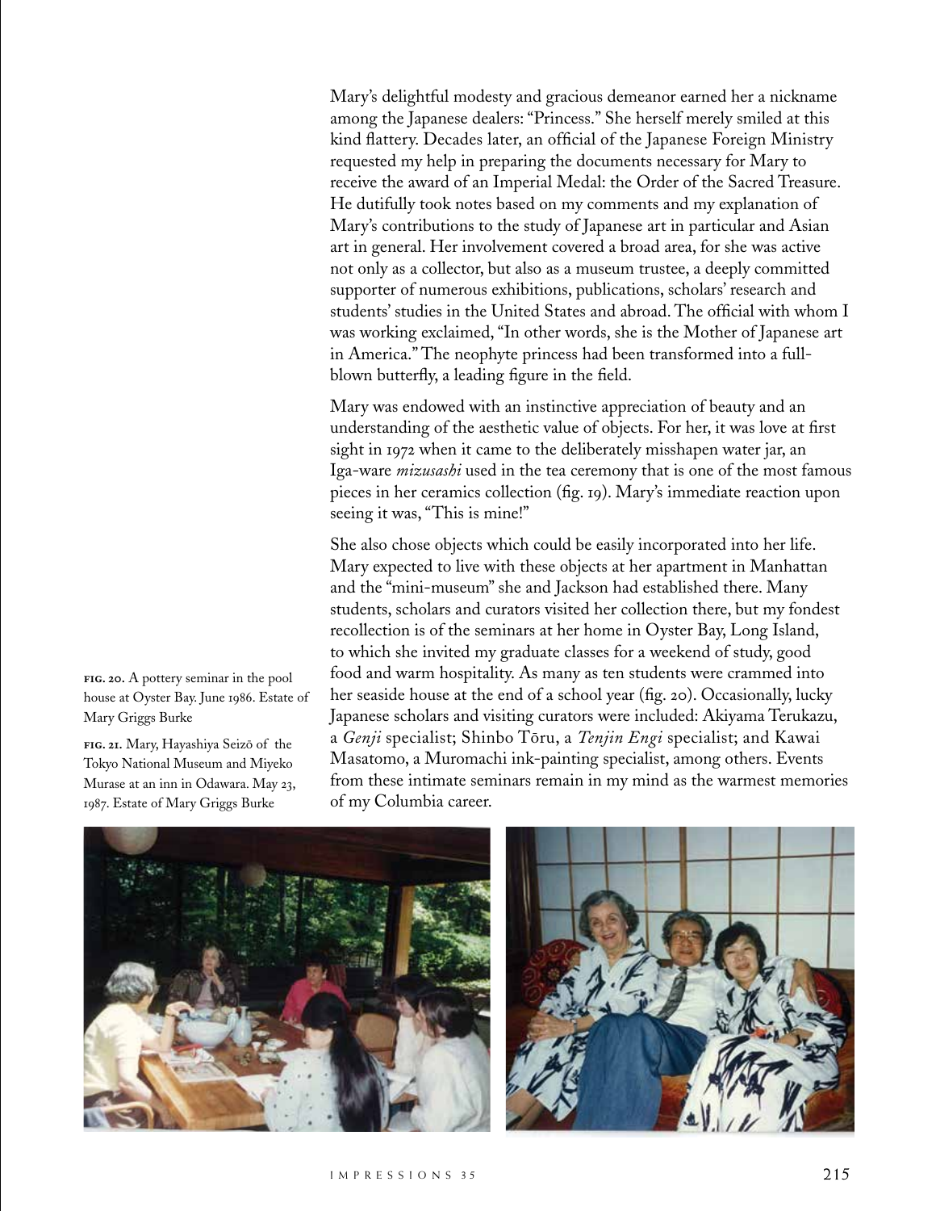Mary's delightful modesty and gracious demeanor earned her a nickname among the Japanese dealers: "Princess." She herself merely smiled at this kind flattery. Decades later, an official of the Japanese Foreign Ministry requested my help in preparing the documents necessary for Mary to receive the award of an Imperial Medal: the Order of the Sacred Treasure. He dutifully took notes based on my comments and my explanation of Mary's contributions to the study of Japanese art in particular and Asian art in general. Her involvement covered a broad area, for she was active not only as a collector, but also as a museum trustee, a deeply committed supporter of numerous exhibitions, publications, scholars' research and students' studies in the United States and abroad. The official with whom I was working exclaimed, "In other words, she is the Mother of Japanese art in America." The neophyte princess had been transformed into a full-blown butterfly, a leading figure in the field.

Mary was endowed with an instinctive appreciation of beauty and an understanding of the aesthetic value of objects. For her, it was love at first sight in 1972 when it came to the deliberately misshapen water jar, an Iga-ware *mizusashi* used in the tea ceremony that is one of the most famous pieces in her ceramics collection (fig. 19). Mary's immediate reaction upon seeing it was, "This is mine!"

She also chose objects which could be easily incorporated into her life. Mary expected to live with these objects at her apartment in Manhattan and the "mini-museum" she and Jackson had established there. Many students, scholars and curators visited her collection there, but my fondest recollection is of the seminars at her home in Oyster Bay, Long Island, to which she invited my graduate classes for a weekend of study, good food and warm hospitality. As many as ten students were crammed into her seaside house at the end of a school year (fig. 20). Occasionally, lucky Japanese scholars and visiting curators were included: Akiyama Terukazu, a *Genji* specialist; Shinbo Tōru, a *Tenjin Engi* specialist; and Kawai Masatomo, a Muromachi ink-painting specialist, among others. Events from these intimate seminars remain in my mind as the warmest memories of my Columbia career.

**FIG. 20.** A pottery seminar in the pool house at Oyster Bay. June 1986. Estate of Mary Griggs Burke

**FIG. 21.** Mary, Hayashiya Seizō of the Tokyo National Museum and Miyeko Murase at an inn in Odawara. May 23, 1987. Estate of Mary Griggs Burke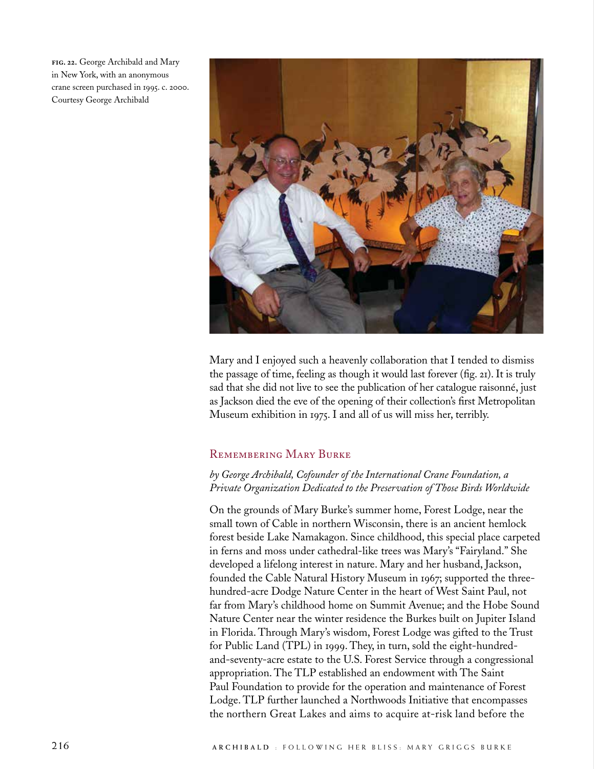**FIG. 22.** George Archibald and Mary in New York, with an anonymous crane screen purchased in 1995. c. 2000. Courtesy George Archibald

Mary and I enjoyed such a heavenly collaboration that I tended to dismiss the passage of time, feeling as though it would last forever (fig. 21). It is truly sad that she did not live to see the publication of her catalogue raisonné, just as Jackson died the eve of the opening of their collection's first Metropolitan Museum exhibition in 1975. I and all of us will miss her, terribly.

## Remembering Mary Burke

*by George Archibald, Cofounder of the International Crane Foundation, a Private Organization Dedicated to the Preservation of Those Birds Worldwide*

On the grounds of Mary Burke's summer home, Forest Lodge, near the small town of Cable in northern Wisconsin, there is an ancient hemlock forest beside Lake Namakagon. Since childhood, this special place carpeted in ferns and moss under cathedral-like trees was Mary's "Fairyland." She developed a lifelong interest in nature. Mary and her husband, Jackson, founded the Cable Natural History Museum in 1967; supported the three-hundred-acre Dodge Nature Center in the heart of West Saint Paul, not far from Mary's childhood home on Summit Avenue; and the Hobe Sound Nature Center near the winter residence the Burkes built on Jupiter Island in Florida. Through Mary's wisdom, Forest Lodge was gifted to the Trust for Public Land (TPL) in 1999. They, in turn, sold the eight-hundred-and-seventy-acre estate to the U.S. Forest Service through a congressional appropriation. The TLP established an endowment with The Saint Paul Foundation to provide for the operation and maintenance of Forest Lodge. TLP further launched a Northwoods Initiative that encompasses the northern Great Lakes and aims to acquire at-risk land before the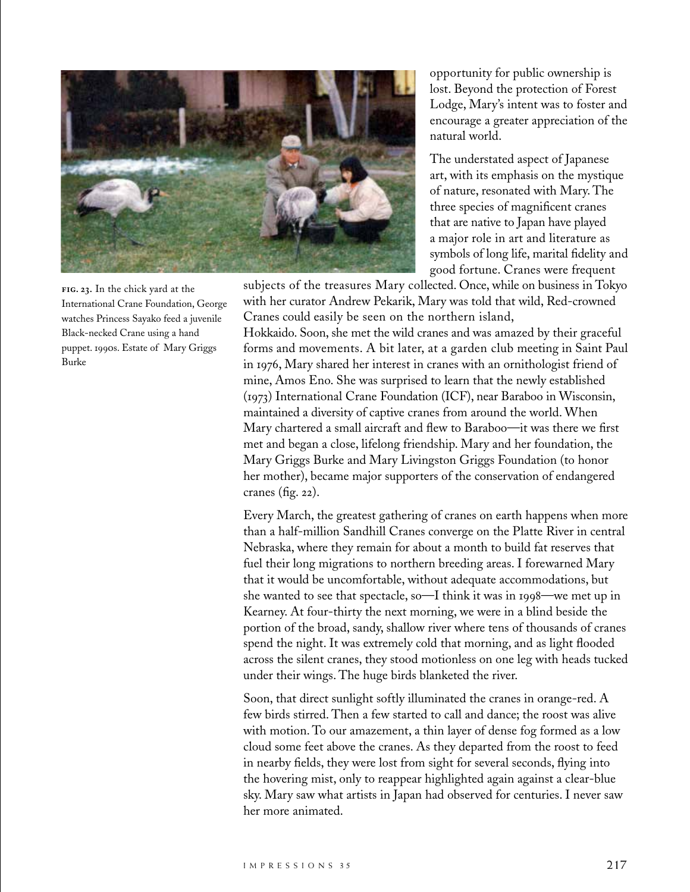opportunity for public ownership is lost. Beyond the protection of Forest Lodge, Mary's intent was to foster and encourage a greater appreciation of the natural world.

The understated aspect of Japanese art, with its emphasis on the mystique of nature, resonated with Mary. The three species of magnificent cranes that are native to Japan have played a major role in art and literature as symbols of long life, marital fidelity and good fortune. Cranes were frequent subjects of the treasures Mary collected. Once, while on business in Tokyo with her curator Andrew Pekarik, Mary was told that wild, Red-crowned Cranes could easily be seen on the northern island, Hokkaido. Soon, she met the wild cranes and was amazed by their graceful forms and movements. A bit later, at a garden club meeting in Saint Paul in 1976, Mary shared her interest in cranes with an ornithologist friend of mine, Amos Eno. She was surprised to learn that the newly established (1973) International Crane Foundation (ICF), near Baraboo in Wisconsin, maintained a diversity of captive cranes from around the world. When Mary chartered a small aircraft and flew to Baraboo—it was there we first met and began a close, lifelong friendship. Mary and her foundation, the Mary Griggs Burke and Mary Livingston Griggs Foundation (to honor her mother), became major supporters of the conservation of endangered cranes (fig. 22).

**FIG. 23.** In the chick yard at the International Crane Foundation, George watches Princess Sayako feed a juvenile Black-necked Crane using a hand puppet. 1990s. Estate of Mary Griggs Burke

Every March, the greatest gathering of cranes on earth happens when more than a half-million Sandhill Cranes converge on the Platte River in central Nebraska, where they remain for about a month to build fat reserves that fuel their long migrations to northern breeding areas. I forewarned Mary that it would be uncomfortable, without adequate accommodations, but she wanted to see that spectacle, so—I think it was in 1998—we met up in Kearney. At four-thirty the next morning, we were in a blind beside the portion of the broad, sandy, shallow river where tens of thousands of cranes spend the night. It was extremely cold that morning, and as light flooded across the silent cranes, they stood motionless on one leg with heads tucked under their wings. The huge birds blanketed the river.

Soon, that direct sunlight softly illuminated the cranes in orange-red. A few birds stirred. Then a few started to call and dance; the roost was alive with motion. To our amazement, a thin layer of dense fog formed as a low cloud some feet above the cranes. As they departed from the roost to feed in nearby fields, they were lost from sight for several seconds, flying into the hovering mist, only to reappear highlighted again against a clear-blue sky. Mary saw what artists in Japan had observed for centuries. I never saw her more animated.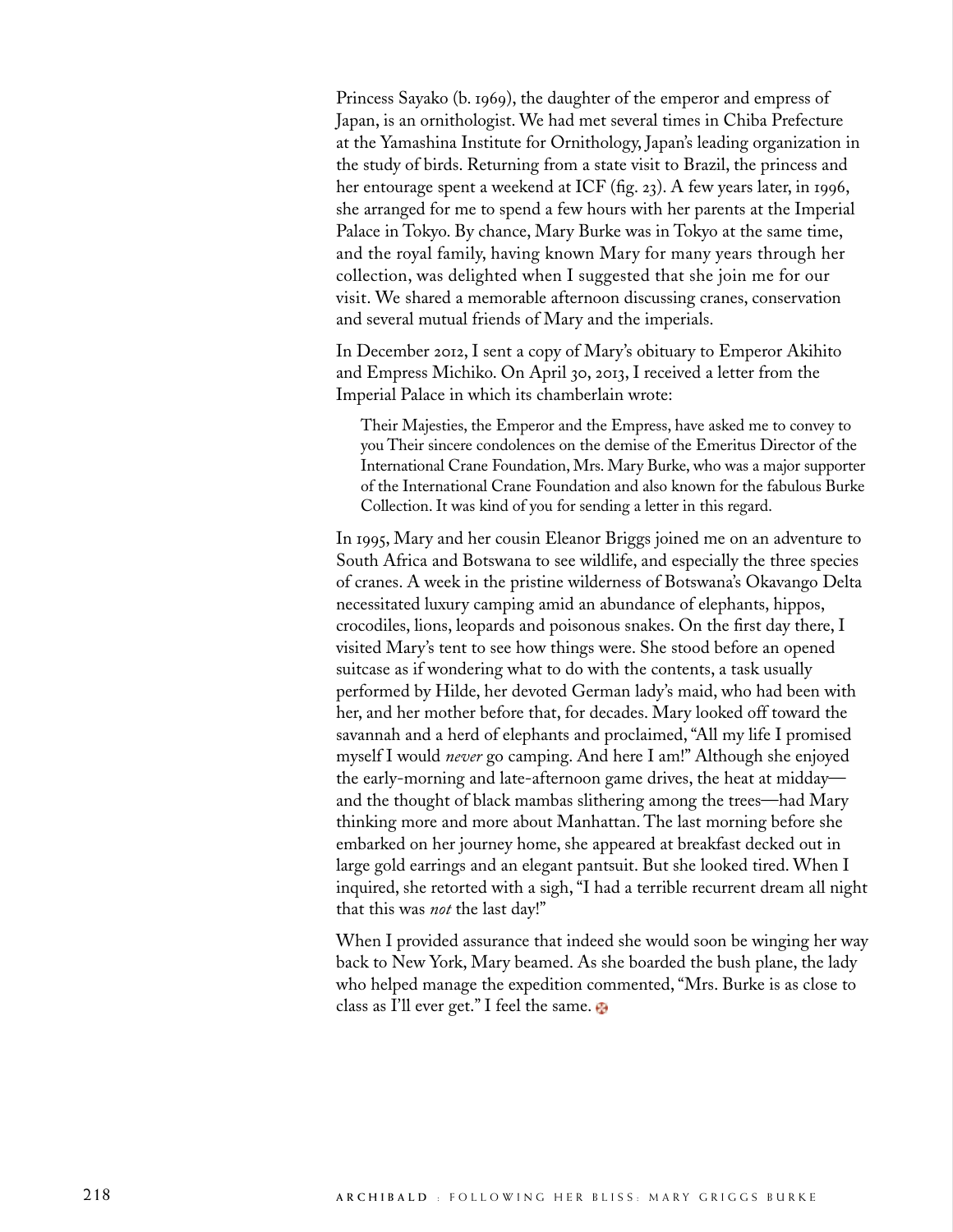Princess Sayako (b. 1969), the daughter of the emperor and empress of Japan, is an ornithologist. We had met several times in Chiba Prefecture at the Yamashina Institute for Ornithology, Japan's leading organization in the study of birds. Returning from a state visit to Brazil, the princess and her entourage spent a weekend at ICF (fig. 23). A few years later, in 1996, she arranged for me to spend a few hours with her parents at the Imperial Palace in Tokyo. By chance, Mary Burke was in Tokyo at the same time, and the royal family, having known Mary for many years through her collection, was delighted when I suggested that she join me for our visit. We shared a memorable afternoon discussing cranes, conservation and several mutual friends of Mary and the imperials.

In December 2012, I sent a copy of Mary's obituary to Emperor Akihito and Empress Michiko. On April 30, 2013, I received a letter from the Imperial Palace in which its chamberlain wrote:

> Their Majesties, the Emperor and the Empress, have asked me to convey to you Their sincere condolences on the demise of the Emeritus Director of the International Crane Foundation, Mrs. Mary Burke, who was a major supporter of the International Crane Foundation and also known for the fabulous Burke Collection. It was kind of you for sending a letter in this regard.

In 1995, Mary and her cousin Eleanor Briggs joined me on an adventure to South Africa and Botswana to see wildlife, and especially the three species of cranes. A week in the pristine wilderness of Botswana's Okavango Delta necessitated luxury camping amid an abundance of elephants, hippos, crocodiles, lions, leopards and poisonous snakes. On the first day there, I visited Mary's tent to see how things were. She stood before an opened suitcase as if wondering what to do with the contents, a task usually performed by Hilde, her devoted German lady's maid, who had been with her, and her mother before that, for decades. Mary looked off toward the savannah and a herd of elephants and proclaimed, "All my life I promised myself I would *never* go camping. And here I am!" Although she enjoyed the early-morning and late-afternoon game drives, the heat at midday—and the thought of black mambas slithering among the trees—had Mary thinking more and more about Manhattan. The last morning before she embarked on her journey home, she appeared at breakfast decked out in large gold earrings and an elegant pantsuit. But she looked tired. When I inquired, she retorted with a sigh, "I had a terrible recurrent dream all night that this was *not* the last day!"

When I provided assurance that indeed she would soon be winging her way back to New York, Mary beamed. As she boarded the bush plane, the lady who helped manage the expedition commented, "Mrs. Burke is as close to class as I'll ever get." I feel the same.